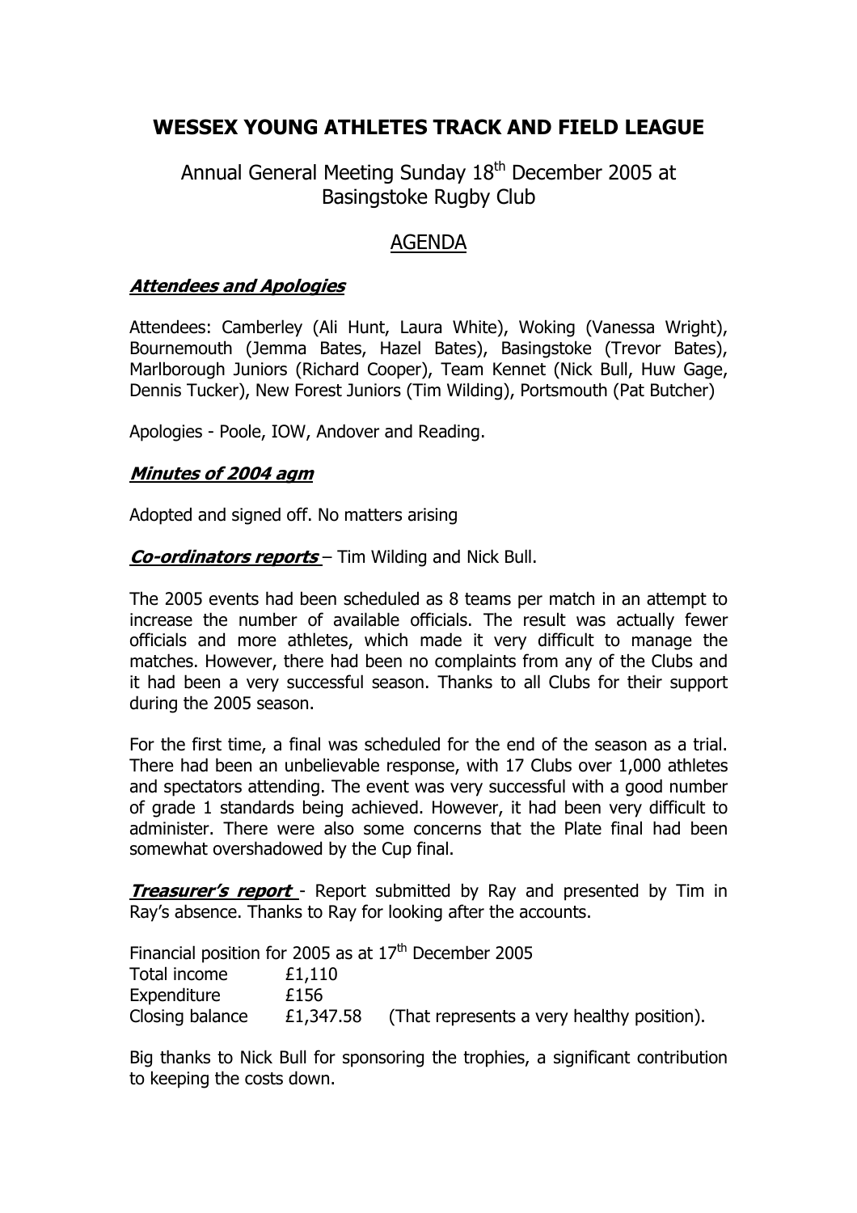# WESSEX YOUNG ATHLETES TRACK AND FIELD LEAGUE

## Annual General Meeting Sunday 18th December 2005 at Basingstoke Rugby Club

## AGENDA

***Attendees and Apologies***

Attendees: Camberley (Ali Hunt, Laura White), Woking (Vanessa Wright), Bournemouth (Jemma Bates, Hazel Bates), Basingstoke (Trevor Bates), Marlborough Juniors (Richard Cooper), Team Kennet (Nick Bull, Huw Gage, Dennis Tucker), New Forest Juniors (Tim Wilding), Portsmouth (Pat Butcher)

Apologies - Poole, IOW, Andover and Reading.

***Minutes of 2004 agm***

Adopted and signed off. No matters arising

***Co-ordinators reports*** – Tim Wilding and Nick Bull.

The 2005 events had been scheduled as 8 teams per match in an attempt to increase the number of available officials. The result was actually fewer officials and more athletes, which made it very difficult to manage the matches. However, there had been no complaints from any of the Clubs and it had been a very successful season. Thanks to all Clubs for their support during the 2005 season.

For the first time, a final was scheduled for the end of the season as a trial. There had been an unbelievable response, with 17 Clubs over 1,000 athletes and spectators attending. The event was very successful with a good number of grade 1 standards being achieved. However, it had been very difficult to administer. There were also some concerns that the Plate final had been somewhat overshadowed by the Cup final.

***Treasurer's report*** - Report submitted by Ray and presented by Tim in Ray's absence. Thanks to Ray for looking after the accounts.

Financial position for 2005 as at 17th December 2005

| | | |
|---|---|---|
| Total income | £1,110 | |
| Expenditure | £156 | |
| Closing balance | £1,347.58 | (That represents a very healthy position). |

Big thanks to Nick Bull for sponsoring the trophies, a significant contribution to keeping the costs down.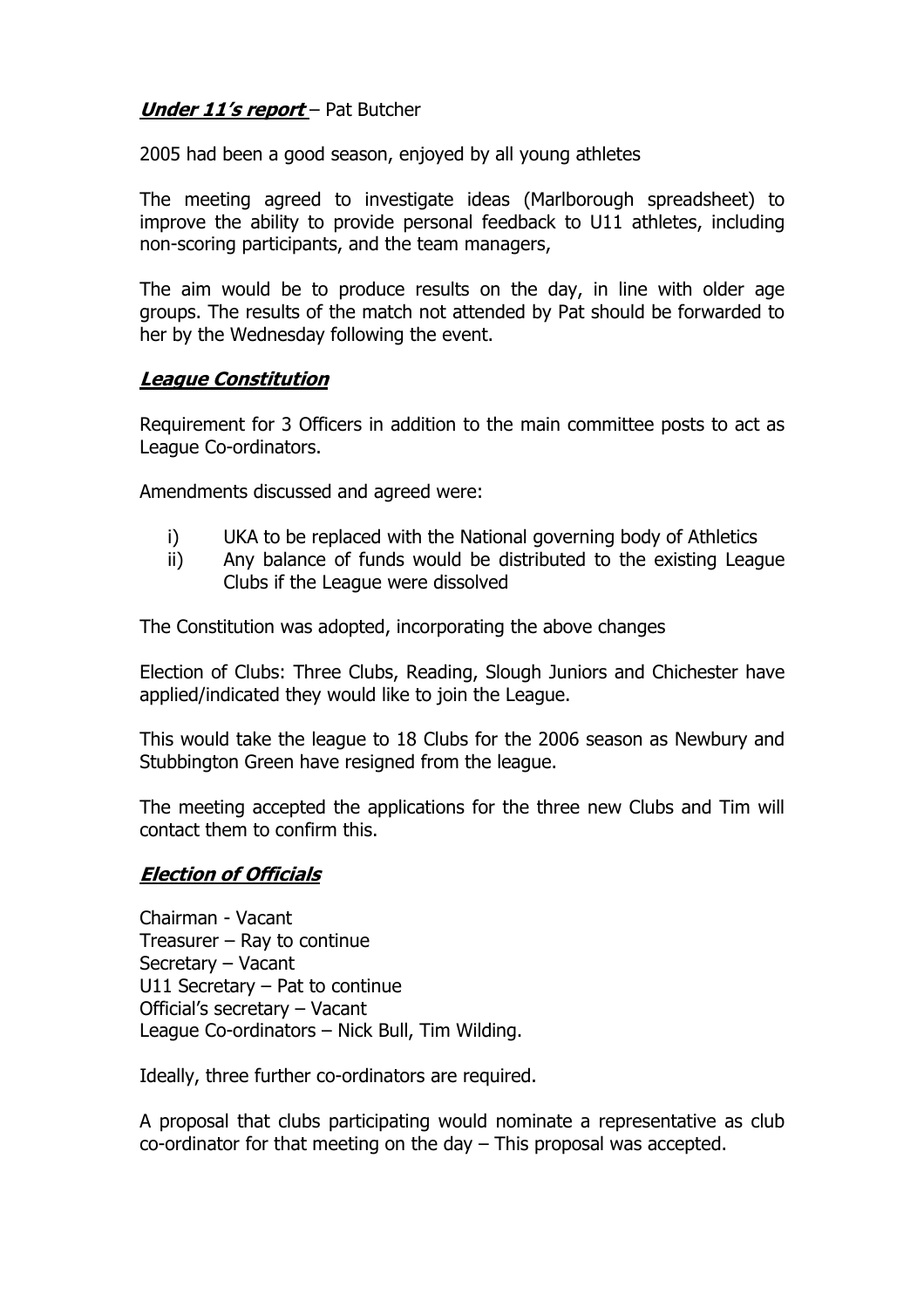***Under 11's report*** – Pat Butcher

2005 had been a good season, enjoyed by all young athletes

The meeting agreed to investigate ideas (Marlborough spreadsheet) to improve the ability to provide personal feedback to U11 athletes, including non-scoring participants, and the team managers,

The aim would be to produce results on the day, in line with older age groups. The results of the match not attended by Pat should be forwarded to her by the Wednesday following the event.

***League Constitution***

Requirement for 3 Officers in addition to the main committee posts to act as League Co-ordinators.

Amendments discussed and agreed were:

i) UKA to be replaced with the National governing body of Athletics
ii) Any balance of funds would be distributed to the existing League Clubs if the League were dissolved

The Constitution was adopted, incorporating the above changes

Election of Clubs: Three Clubs, Reading, Slough Juniors and Chichester have applied/indicated they would like to join the League.

This would take the league to 18 Clubs for the 2006 season as Newbury and Stubbington Green have resigned from the league.

The meeting accepted the applications for the three new Clubs and Tim will contact them to confirm this.

***Election of Officials***

Chairman - Vacant
Treasurer – Ray to continue
Secretary – Vacant
U11 Secretary – Pat to continue
Official's secretary – Vacant
League Co-ordinators – Nick Bull, Tim Wilding.

Ideally, three further co-ordinators are required.

A proposal that clubs participating would nominate a representative as club co-ordinator for that meeting on the day – This proposal was accepted.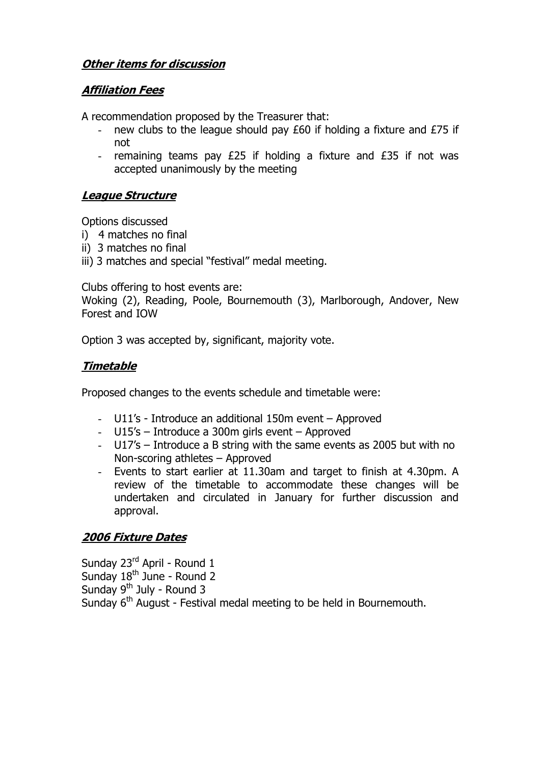## ***Other items for discussion***

### ***Affiliation Fees***

A recommendation proposed by the Treasurer that:

- new clubs to the league should pay £60 if holding a fixture and £75 if not
- remaining teams pay £25 if holding a fixture and £35 if not was accepted unanimously by the meeting

### ***League Structure***

Options discussed

i) 4 matches no final
ii) 3 matches no final
iii) 3 matches and special "festival" medal meeting.

Clubs offering to host events are:
Woking (2), Reading, Poole, Bournemouth (3), Marlborough, Andover, New Forest and IOW

Option 3 was accepted by, significant, majority vote.

### ***Timetable***

Proposed changes to the events schedule and timetable were:

- U11's - Introduce an additional 150m event – Approved
- U15's – Introduce a 300m girls event – Approved
- U17's – Introduce a B string with the same events as 2005 but with no Non-scoring athletes – Approved
- Events to start earlier at 11.30am and target to finish at 4.30pm. A review of the timetable to accommodate these changes will be undertaken and circulated in January for further discussion and approval.

### ***2006 Fixture Dates***

Sunday 23rd April - Round 1
Sunday 18th June - Round 2
Sunday 9th July - Round 3
Sunday 6th August - Festival medal meeting to be held in Bournemouth.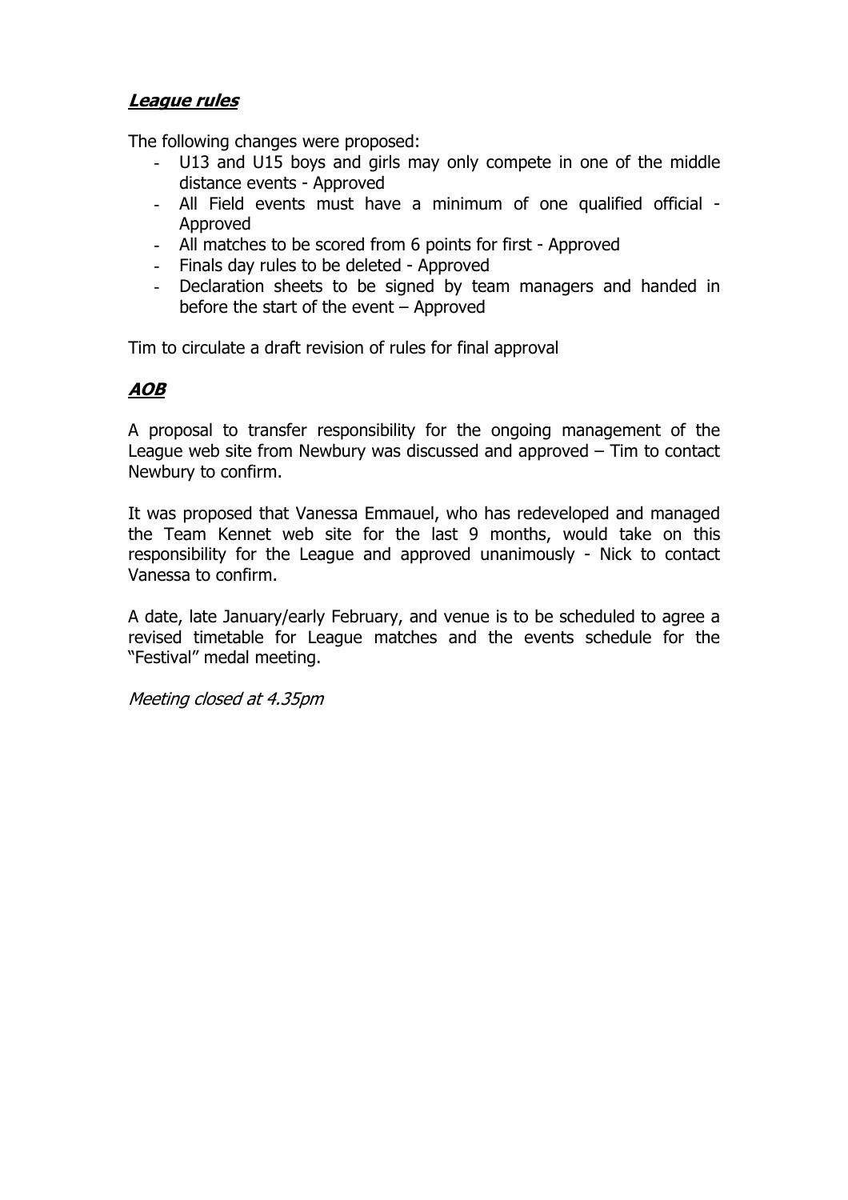## ***League rules***

The following changes were proposed:

- U13 and U15 boys and girls may only compete in one of the middle distance events - Approved
- All Field events must have a minimum of one qualified official - Approved
- All matches to be scored from 6 points for first - Approved
- Finals day rules to be deleted - Approved
- Declaration sheets to be signed by team managers and handed in before the start of the event – Approved

Tim to circulate a draft revision of rules for final approval

## ***AOB***

A proposal to transfer responsibility for the ongoing management of the League web site from Newbury was discussed and approved – Tim to contact Newbury to confirm.

It was proposed that Vanessa Emmauel, who has redeveloped and managed the Team Kennet web site for the last 9 months, would take on this responsibility for the League and approved unanimously - Nick to contact Vanessa to confirm.

A date, late January/early February, and venue is to be scheduled to agree a revised timetable for League matches and the events schedule for the "Festival" medal meeting.

*Meeting closed at 4.35pm*